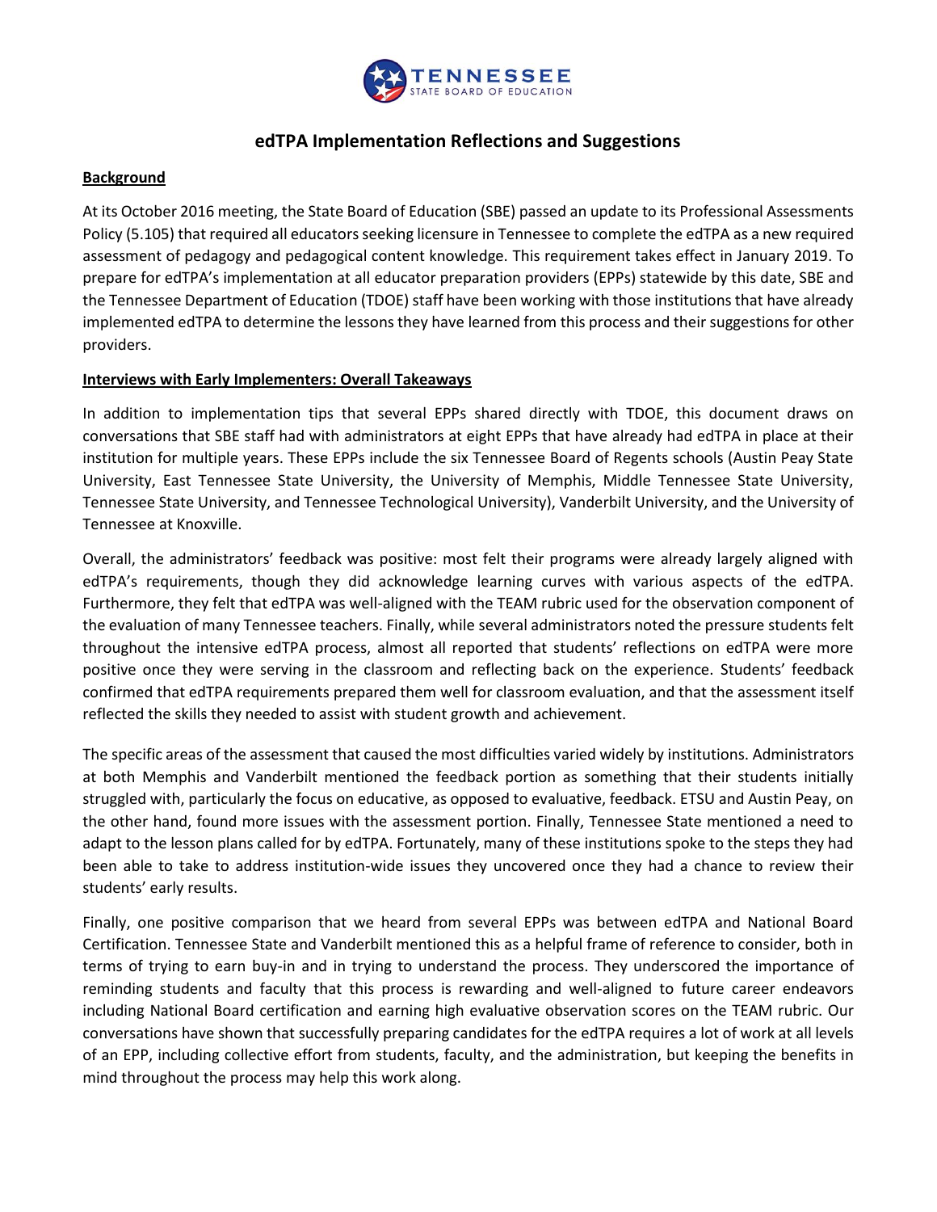# edTPA Implementation Reflections and Suggestions

## Background

At its October 2016 meeting, the State Board of Education (SBE) passed an update to its Professional Assessments Policy (5.105) that required all educators seeking licensure in Tennessee to complete the edTPA as a new required assessment of pedagogy and pedagogical content knowledge. This requirement takes effect in January 2019. To prepare for edTPA's implementation at all educator preparation providers (EPPs) statewide by this date, SBE and the Tennessee Department of Education (TDOE) staff have been working with those institutions that have already implemented edTPA to determine the lessons they have learned from this process and their suggestions for other providers.

## Interviews with Early Implementers: Overall Takeaways

In addition to implementation tips that several EPPs shared directly with TDOE, this document draws on conversations that SBE staff had with administrators at eight EPPs that have already had edTPA in place at their institution for multiple years. These EPPs include the six Tennessee Board of Regents schools (Austin Peay State University, East Tennessee State University, the University of Memphis, Middle Tennessee State University, Tennessee State University, and Tennessee Technological University), Vanderbilt University, and the University of Tennessee at Knoxville.

Overall, the administrators' feedback was positive: most felt their programs were already largely aligned with edTPA's requirements, though they did acknowledge learning curves with various aspects of the edTPA. Furthermore, they felt that edTPA was well-aligned with the TEAM rubric used for the observation component of the evaluation of many Tennessee teachers. Finally, while several administrators noted the pressure students felt throughout the intensive edTPA process, almost all reported that students' reflections on edTPA were more positive once they were serving in the classroom and reflecting back on the experience. Students' feedback confirmed that edTPA requirements prepared them well for classroom evaluation, and that the assessment itself reflected the skills they needed to assist with student growth and achievement.

The specific areas of the assessment that caused the most difficulties varied widely by institutions. Administrators at both Memphis and Vanderbilt mentioned the feedback portion as something that their students initially struggled with, particularly the focus on educative, as opposed to evaluative, feedback. ETSU and Austin Peay, on the other hand, found more issues with the assessment portion. Finally, Tennessee State mentioned a need to adapt to the lesson plans called for by edTPA. Fortunately, many of these institutions spoke to the steps they had been able to take to address institution-wide issues they uncovered once they had a chance to review their students' early results.

Finally, one positive comparison that we heard from several EPPs was between edTPA and National Board Certification. Tennessee State and Vanderbilt mentioned this as a helpful frame of reference to consider, both in terms of trying to earn buy-in and in trying to understand the process. They underscored the importance of reminding students and faculty that this process is rewarding and well-aligned to future career endeavors including National Board certification and earning high evaluative observation scores on the TEAM rubric. Our conversations have shown that successfully preparing candidates for the edTPA requires a lot of work at all levels of an EPP, including collective effort from students, faculty, and the administration, but keeping the benefits in mind throughout the process may help this work along.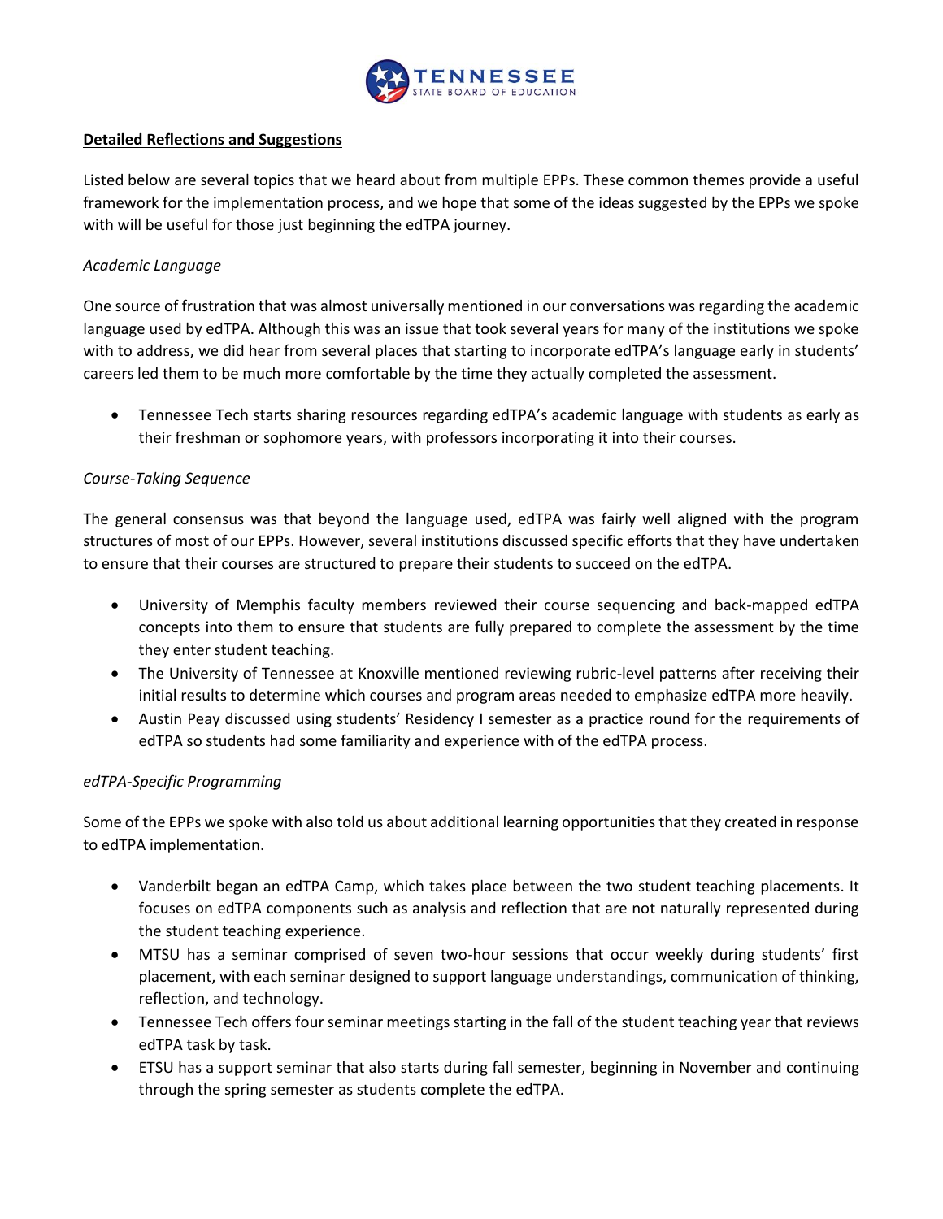**Detailed Reflections and Suggestions**

Listed below are several topics that we heard about from multiple EPPs. These common themes provide a useful framework for the implementation process, and we hope that some of the ideas suggested by the EPPs we spoke with will be useful for those just beginning the edTPA journey.

*Academic Language*

One source of frustration that was almost universally mentioned in our conversations was regarding the academic language used by edTPA. Although this was an issue that took several years for many of the institutions we spoke with to address, we did hear from several places that starting to incorporate edTPA's language early in students' careers led them to be much more comfortable by the time they actually completed the assessment.

- Tennessee Tech starts sharing resources regarding edTPA's academic language with students as early as their freshman or sophomore years, with professors incorporating it into their courses.

*Course-Taking Sequence*

The general consensus was that beyond the language used, edTPA was fairly well aligned with the program structures of most of our EPPs. However, several institutions discussed specific efforts that they have undertaken to ensure that their courses are structured to prepare their students to succeed on the edTPA.

- University of Memphis faculty members reviewed their course sequencing and back-mapped edTPA concepts into them to ensure that students are fully prepared to complete the assessment by the time they enter student teaching.
- The University of Tennessee at Knoxville mentioned reviewing rubric-level patterns after receiving their initial results to determine which courses and program areas needed to emphasize edTPA more heavily.
- Austin Peay discussed using students' Residency I semester as a practice round for the requirements of edTPA so students had some familiarity and experience with of the edTPA process.

*edTPA-Specific Programming*

Some of the EPPs we spoke with also told us about additional learning opportunities that they created in response to edTPA implementation.

- Vanderbilt began an edTPA Camp, which takes place between the two student teaching placements. It focuses on edTPA components such as analysis and reflection that are not naturally represented during the student teaching experience.
- MTSU has a seminar comprised of seven two-hour sessions that occur weekly during students' first placement, with each seminar designed to support language understandings, communication of thinking, reflection, and technology.
- Tennessee Tech offers four seminar meetings starting in the fall of the student teaching year that reviews edTPA task by task.
- ETSU has a support seminar that also starts during fall semester, beginning in November and continuing through the spring semester as students complete the edTPA.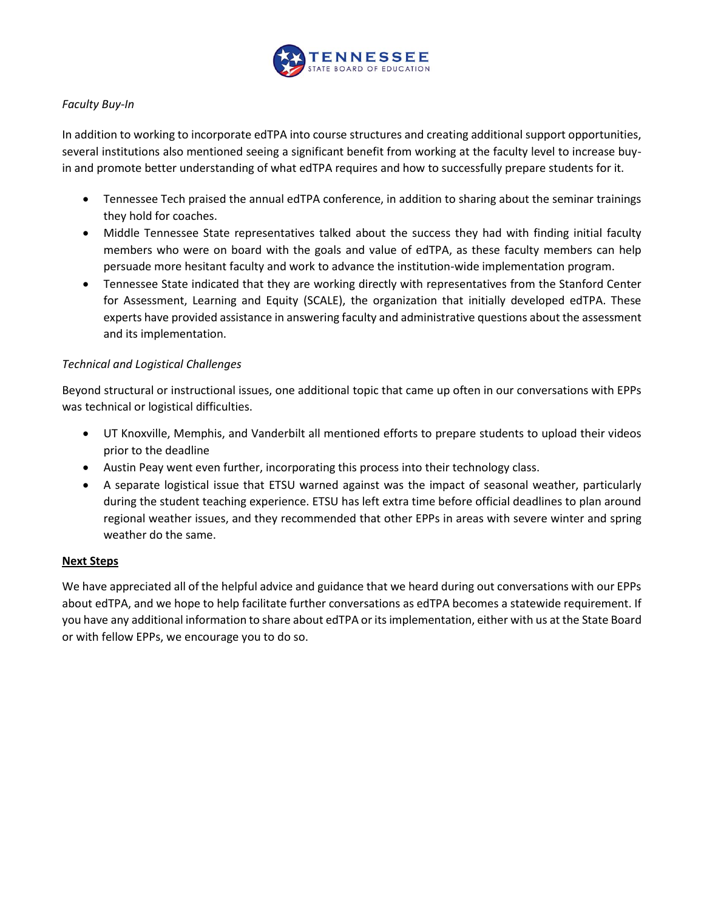*Faculty Buy-In*

In addition to working to incorporate edTPA into course structures and creating additional support opportunities, several institutions also mentioned seeing a significant benefit from working at the faculty level to increase buy-in and promote better understanding of what edTPA requires and how to successfully prepare students for it.

- Tennessee Tech praised the annual edTPA conference, in addition to sharing about the seminar trainings they hold for coaches.
- Middle Tennessee State representatives talked about the success they had with finding initial faculty members who were on board with the goals and value of edTPA, as these faculty members can help persuade more hesitant faculty and work to advance the institution-wide implementation program.
- Tennessee State indicated that they are working directly with representatives from the Stanford Center for Assessment, Learning and Equity (SCALE), the organization that initially developed edTPA. These experts have provided assistance in answering faculty and administrative questions about the assessment and its implementation.

*Technical and Logistical Challenges*

Beyond structural or instructional issues, one additional topic that came up often in our conversations with EPPs was technical or logistical difficulties.

- UT Knoxville, Memphis, and Vanderbilt all mentioned efforts to prepare students to upload their videos prior to the deadline
- Austin Peay went even further, incorporating this process into their technology class.
- A separate logistical issue that ETSU warned against was the impact of seasonal weather, particularly during the student teaching experience. ETSU has left extra time before official deadlines to plan around regional weather issues, and they recommended that other EPPs in areas with severe winter and spring weather do the same.

**Next Steps**

We have appreciated all of the helpful advice and guidance that we heard during out conversations with our EPPs about edTPA, and we hope to help facilitate further conversations as edTPA becomes a statewide requirement. If you have any additional information to share about edTPA or its implementation, either with us at the State Board or with fellow EPPs, we encourage you to do so.